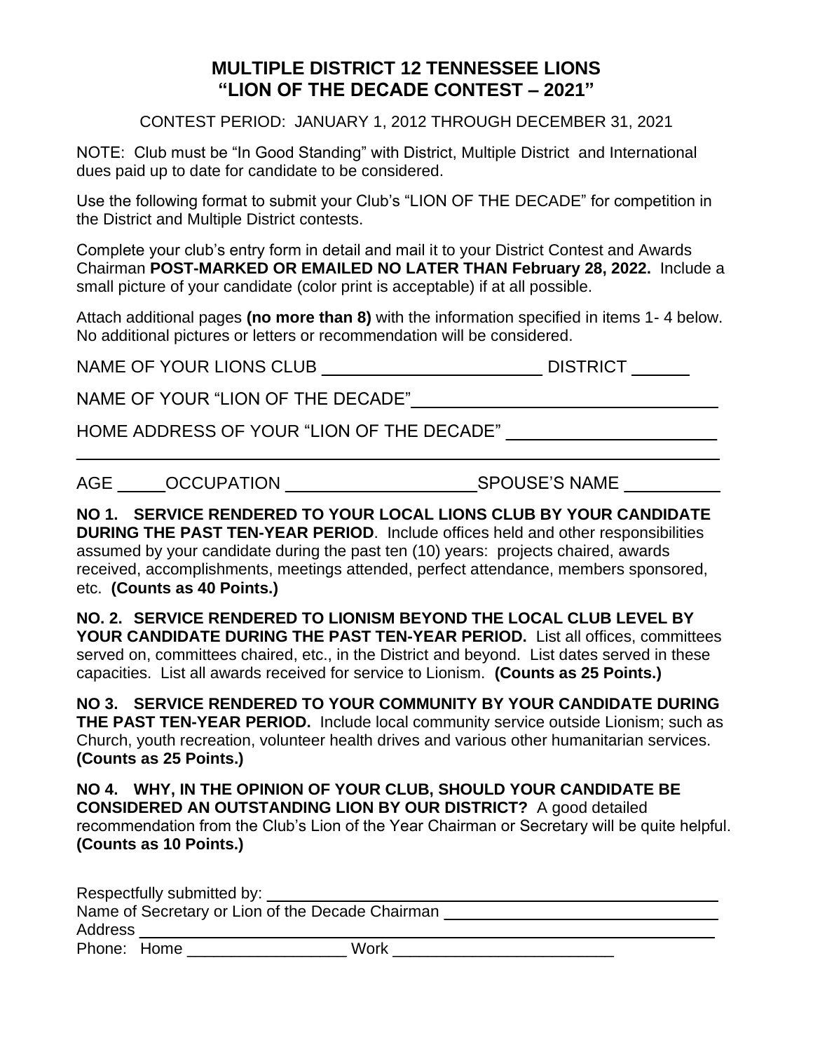# MULTIPLE DISTRICT 12 TENNESSEE LIONS
# "LION OF THE DECADE CONTEST – 2021"

CONTEST PERIOD: JANUARY 1, 2012 THROUGH DECEMBER 31, 2021

NOTE: Club must be "In Good Standing" with District, Multiple District and International dues paid up to date for candidate to be considered.

Use the following format to submit your Club's "LION OF THE DECADE" for competition in the District and Multiple District contests.

Complete your club's entry form in detail and mail it to your District Contest and Awards Chairman **POST-MARKED OR EMAILED NO LATER THAN February 28, 2022.** Include a small picture of your candidate (color print is acceptable) if at all possible.

Attach additional pages **(no more than 8)** with the information specified in items 1- 4 below. No additional pictures or letters or recommendation will be considered.

NAME OF YOUR LIONS CLUB ______________________ DISTRICT ______

NAME OF YOUR "LION OF THE DECADE" ______________________________

HOME ADDRESS OF YOUR "LION OF THE DECADE" ______________________
______________________________________________________________

AGE _____ OCCUPATION ____________________ SPOUSE'S NAME __________

**NO 1. SERVICE RENDERED TO YOUR LOCAL LIONS CLUB BY YOUR CANDIDATE DURING THE PAST TEN-YEAR PERIOD**. Include offices held and other responsibilities assumed by your candidate during the past ten (10) years: projects chaired, awards received, accomplishments, meetings attended, perfect attendance, members sponsored, etc. **(Counts as 40 Points.)**

**NO. 2. SERVICE RENDERED TO LIONISM BEYOND THE LOCAL CLUB LEVEL BY YOUR CANDIDATE DURING THE PAST TEN-YEAR PERIOD.** List all offices, committees served on, committees chaired, etc., in the District and beyond. List dates served in these capacities. List all awards received for service to Lionism. **(Counts as 25 Points.)**

**NO 3. SERVICE RENDERED TO YOUR COMMUNITY BY YOUR CANDIDATE DURING THE PAST TEN-YEAR PERIOD.** Include local community service outside Lionism; such as Church, youth recreation, volunteer health drives and various other humanitarian services. **(Counts as 25 Points.)**

**NO 4. WHY, IN THE OPINION OF YOUR CLUB, SHOULD YOUR CANDIDATE BE CONSIDERED AN OUTSTANDING LION BY OUR DISTRICT?** A good detailed recommendation from the Club's Lion of the Year Chairman or Secretary will be quite helpful. **(Counts as 10 Points.)**

Respectfully submitted by: ____________________________________________
Name of Secretary or Lion of the Decade Chairman ___________________________
Address ______________________________________________________________
Phone: Home __________________ Work _________________________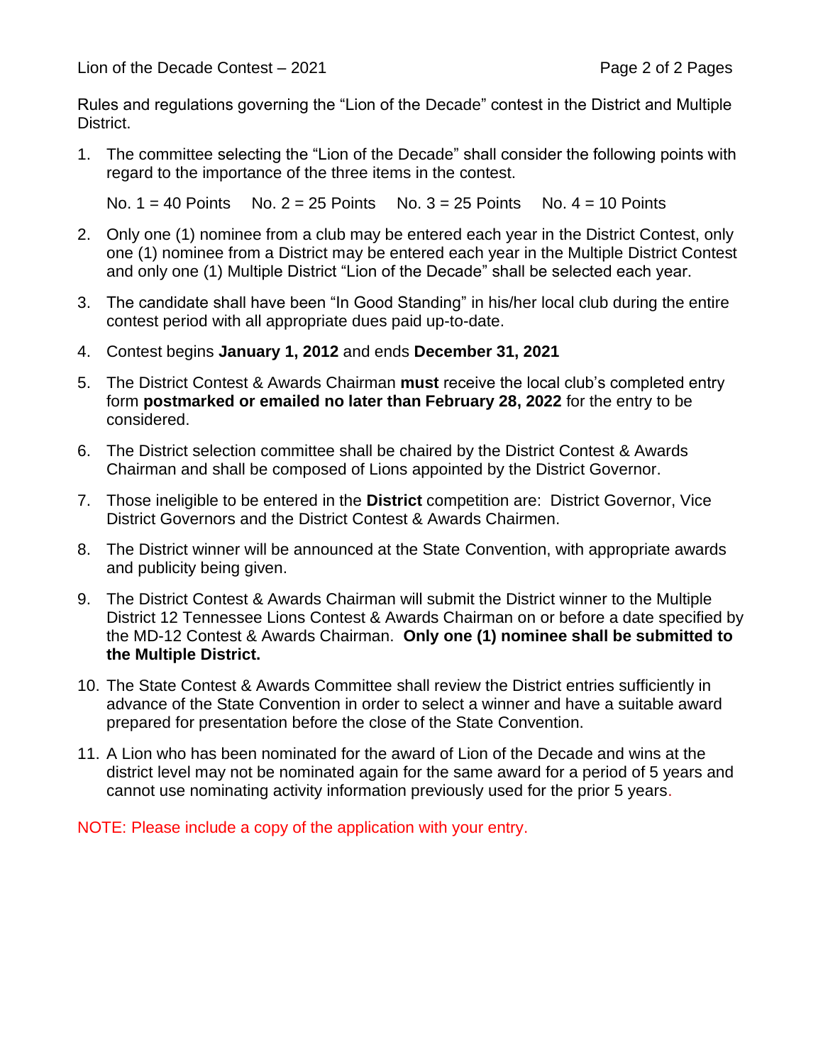Rules and regulations governing the "Lion of the Decade" contest in the District and Multiple District.

1. The committee selecting the "Lion of the Decade" shall consider the following points with regard to the importance of the three items in the contest.

   No. 1 = 40 Points    No. 2 = 25 Points    No. 3 = 25 Points    No. 4 = 10 Points

2. Only one (1) nominee from a club may be entered each year in the District Contest, only one (1) nominee from a District may be entered each year in the Multiple District Contest and only one (1) Multiple District "Lion of the Decade" shall be selected each year.

3. The candidate shall have been "In Good Standing" in his/her local club during the entire contest period with all appropriate dues paid up-to-date.

4. Contest begins **January 1, 2012** and ends **December 31, 2021**

5. The District Contest & Awards Chairman **must** receive the local club's completed entry form **postmarked or emailed no later than February 28, 2022** for the entry to be considered.

6. The District selection committee shall be chaired by the District Contest & Awards Chairman and shall be composed of Lions appointed by the District Governor.

7. Those ineligible to be entered in the **District** competition are: District Governor, Vice District Governors and the District Contest & Awards Chairmen.

8. The District winner will be announced at the State Convention, with appropriate awards and publicity being given.

9. The District Contest & Awards Chairman will submit the District winner to the Multiple District 12 Tennessee Lions Contest & Awards Chairman on or before a date specified by the MD-12 Contest & Awards Chairman. **Only one (1) nominee shall be submitted to the Multiple District.**

10. The State Contest & Awards Committee shall review the District entries sufficiently in advance of the State Convention in order to select a winner and have a suitable award prepared for presentation before the close of the State Convention.

11. A Lion who has been nominated for the award of Lion of the Decade and wins at the district level may not be nominated again for the same award for a period of 5 years and cannot use nominating activity information previously used for the prior 5 years.

NOTE: Please include a copy of the application with your entry.